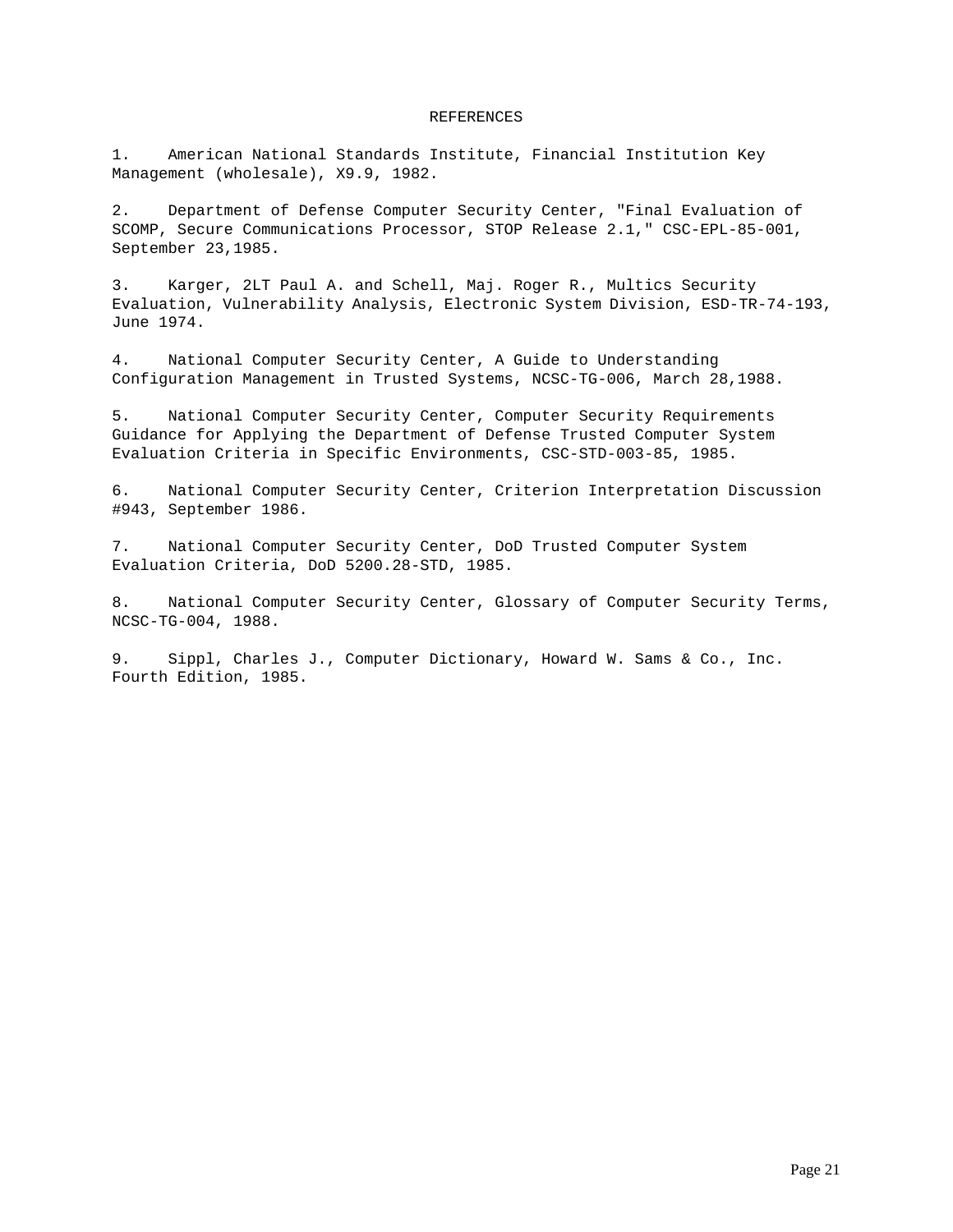# REFERENCES

1. American National Standards Institute, Financial Institution Key Management (wholesale), X9.9, 1982.

2. Department of Defense Computer Security Center, "Final Evaluation of SCOMP, Secure Communications Processor, STOP Release 2.1," CSC-EPL-85-001, September 23,1985.

3. Karger, 2LT Paul A. and Schell, Maj. Roger R., Multics Security Evaluation, Vulnerability Analysis, Electronic System Division, ESD-TR-74-193, June 1974.

4. National Computer Security Center, A Guide to Understanding Configuration Management in Trusted Systems, NCSC-TG-006, March 28,1988.

5. National Computer Security Center, Computer Security Requirements Guidance for Applying the Department of Defense Trusted Computer System Evaluation Criteria in Specific Environments, CSC-STD-003-85, 1985.

6. National Computer Security Center, Criterion Interpretation Discussion #943, September 1986.

7. National Computer Security Center, DoD Trusted Computer System Evaluation Criteria, DoD 5200.28-STD, 1985.

8. National Computer Security Center, Glossary of Computer Security Terms, NCSC-TG-004, 1988.

9. Sippl, Charles J., Computer Dictionary, Howard W. Sams & Co., Inc. Fourth Edition, 1985.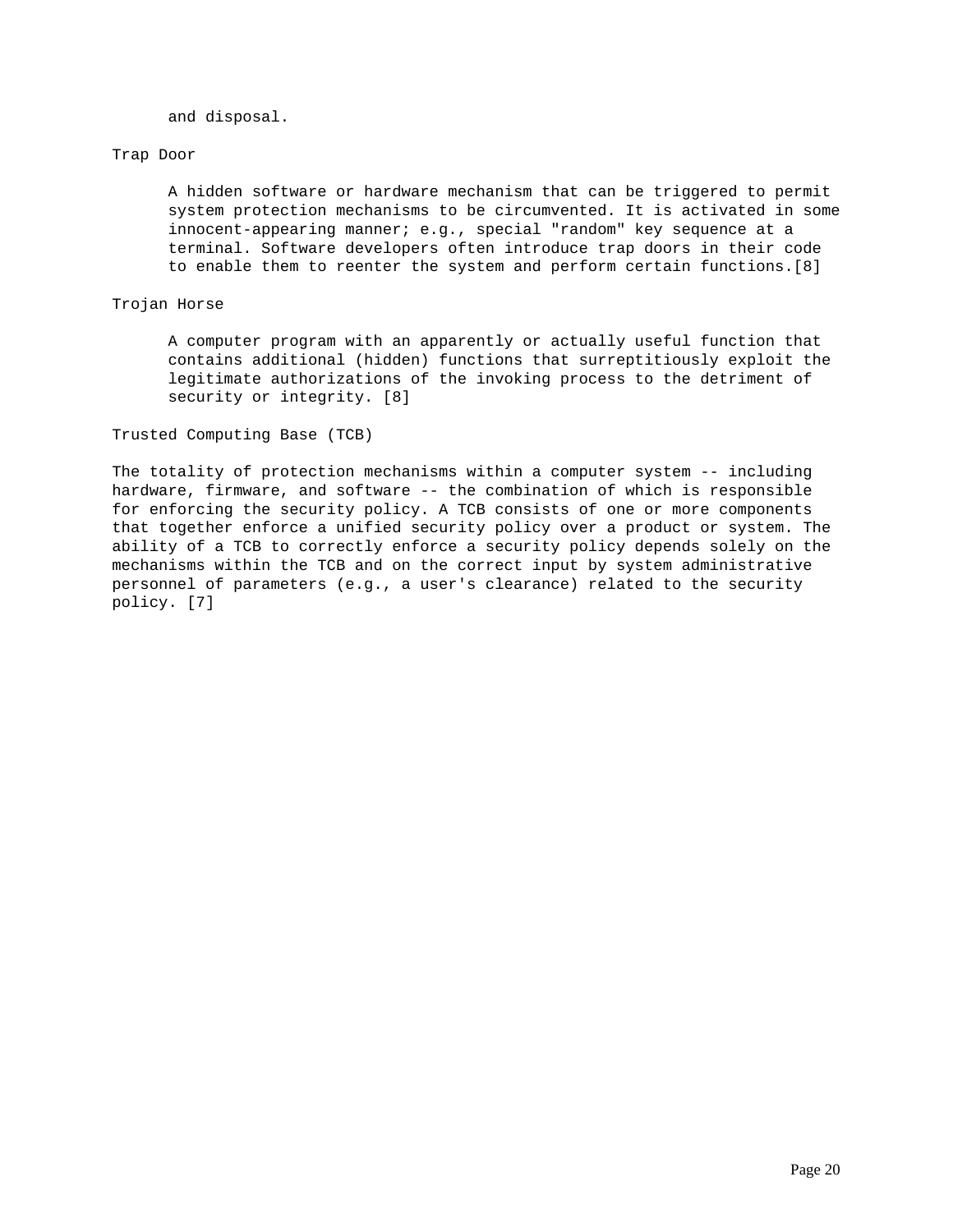and disposal.

Trap Door

A hidden software or hardware mechanism that can be triggered to permit system protection mechanisms to be circumvented. It is activated in some innocent-appearing manner; e.g., special "random" key sequence at a terminal. Software developers often introduce trap doors in their code to enable them to reenter the system and perform certain functions.[8]

Trojan Horse

A computer program with an apparently or actually useful function that contains additional (hidden) functions that surreptitiously exploit the legitimate authorizations of the invoking process to the detriment of security or integrity. [8]

Trusted Computing Base (TCB)

The totality of protection mechanisms within a computer system -- including hardware, firmware, and software -- the combination of which is responsible for enforcing the security policy. A TCB consists of one or more components that together enforce a unified security policy over a product or system. The ability of a TCB to correctly enforce a security policy depends solely on the mechanisms within the TCB and on the correct input by system administrative personnel of parameters (e.g., a user's clearance) related to the security policy. [7]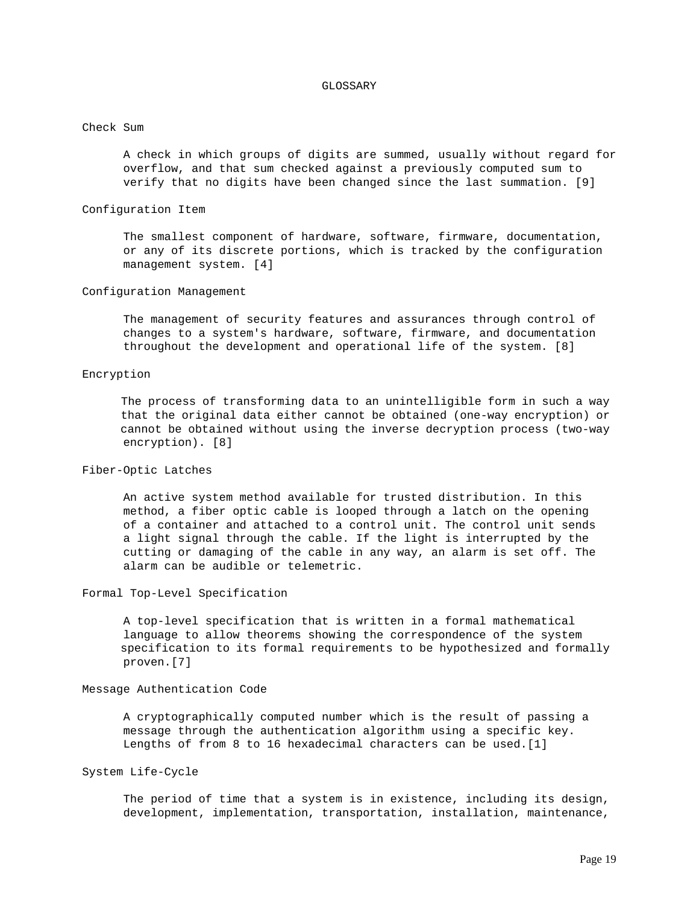# GLOSSARY

**Check Sum**

A check in which groups of digits are summed, usually without regard for overflow, and that sum checked against a previously computed sum to verify that no digits have been changed since the last summation. [9]

**Configuration Item**

The smallest component of hardware, software, firmware, documentation, or any of its discrete portions, which is tracked by the configuration management system. [4]

**Configuration Management**

The management of security features and assurances through control of changes to a system's hardware, software, firmware, and documentation throughout the development and operational life of the system. [8]

**Encryption**

The process of transforming data to an unintelligible form in such a way that the original data either cannot be obtained (one-way encryption) or cannot be obtained without using the inverse decryption process (two-way encryption). [8]

**Fiber-Optic Latches**

An active system method available for trusted distribution. In this method, a fiber optic cable is looped through a latch on the opening of a container and attached to a control unit. The control unit sends a light signal through the cable. If the light is interrupted by the cutting or damaging of the cable in any way, an alarm is set off. The alarm can be audible or telemetric.

**Formal Top-Level Specification**

A top-level specification that is written in a formal mathematical language to allow theorems showing the correspondence of the system specification to its formal requirements to be hypothesized and formally proven.[7]

**Message Authentication Code**

A cryptographically computed number which is the result of passing a message through the authentication algorithm using a specific key. Lengths of from 8 to 16 hexadecimal characters can be used.[1]

**System Life-Cycle**

The period of time that a system is in existence, including its design, development, implementation, transportation, installation, maintenance,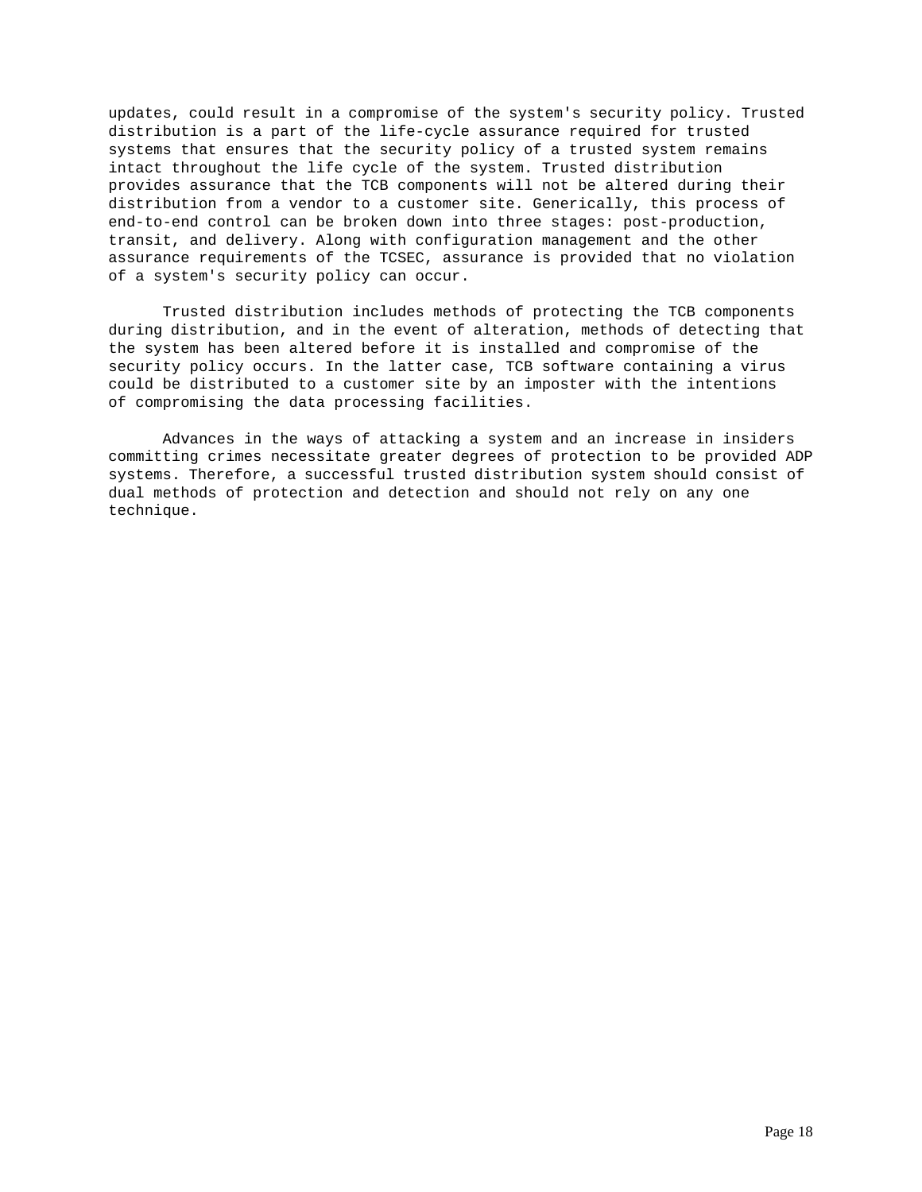updates, could result in a compromise of the system's security policy. Trusted distribution is a part of the life-cycle assurance required for trusted systems that ensures that the security policy of a trusted system remains intact throughout the life cycle of the system. Trusted distribution provides assurance that the TCB components will not be altered during their distribution from a vendor to a customer site. Generically, this process of end-to-end control can be broken down into three stages: post-production, transit, and delivery. Along with configuration management and the other assurance requirements of the TCSEC, assurance is provided that no violation of a system's security policy can occur.

Trusted distribution includes methods of protecting the TCB components during distribution, and in the event of alteration, methods of detecting that the system has been altered before it is installed and compromise of the security policy occurs. In the latter case, TCB software containing a virus could be distributed to a customer site by an imposter with the intentions of compromising the data processing facilities.

Advances in the ways of attacking a system and an increase in insiders committing crimes necessitate greater degrees of protection to be provided ADP systems. Therefore, a successful trusted distribution system should consist of dual methods of protection and detection and should not rely on any one technique.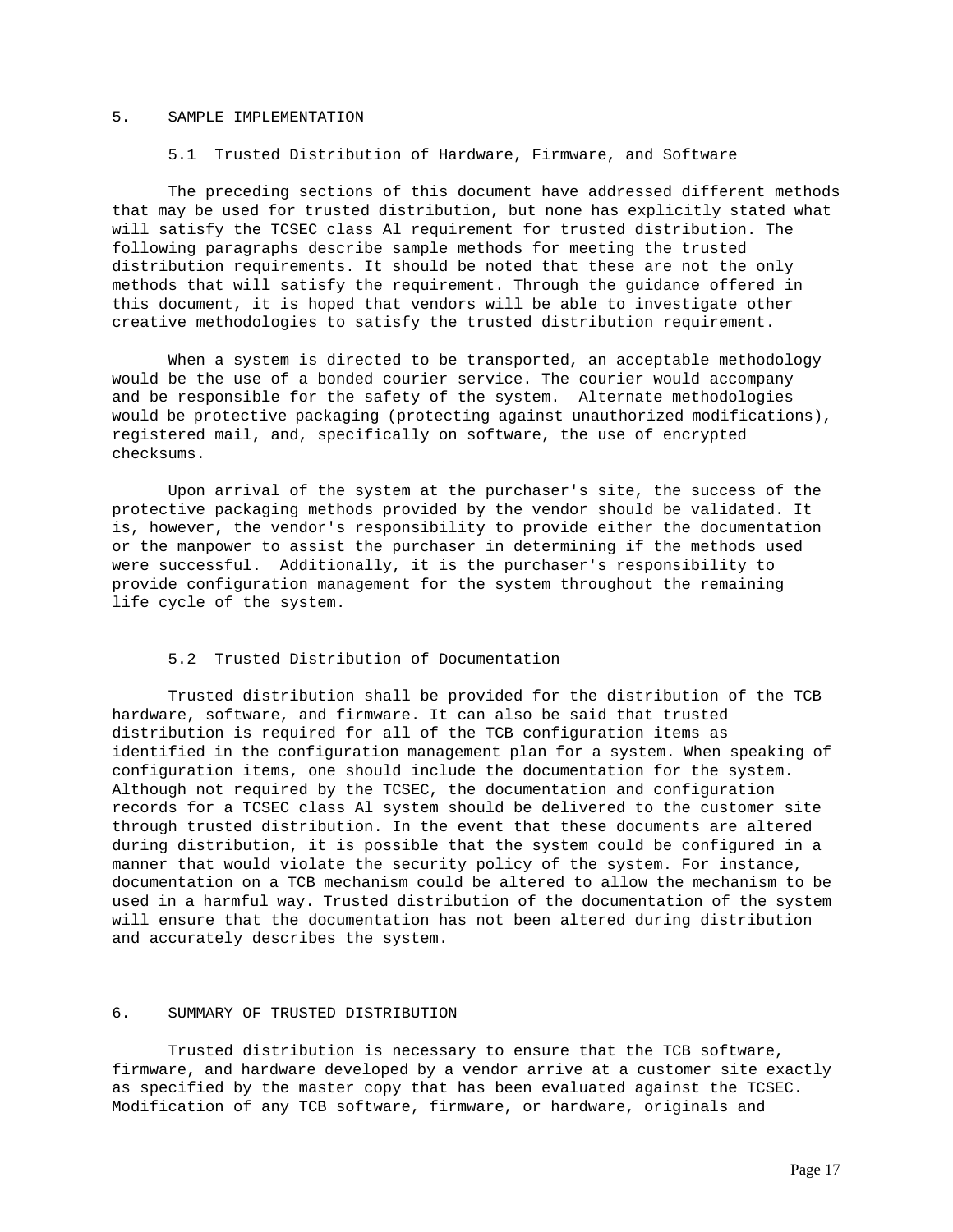# 5. SAMPLE IMPLEMENTATION

## 5.1 Trusted Distribution of Hardware, Firmware, and Software

The preceding sections of this document have addressed different methods that may be used for trusted distribution, but none has explicitly stated what will satisfy the TCSEC class Al requirement for trusted distribution. The following paragraphs describe sample methods for meeting the trusted distribution requirements. It should be noted that these are not the only methods that will satisfy the requirement. Through the guidance offered in this document, it is hoped that vendors will be able to investigate other creative methodologies to satisfy the trusted distribution requirement.

When a system is directed to be transported, an acceptable methodology would be the use of a bonded courier service. The courier would accompany and be responsible for the safety of the system. Alternate methodologies would be protective packaging (protecting against unauthorized modifications), registered mail, and, specifically on software, the use of encrypted checksums.

Upon arrival of the system at the purchaser's site, the success of the protective packaging methods provided by the vendor should be validated. It is, however, the vendor's responsibility to provide either the documentation or the manpower to assist the purchaser in determining if the methods used were successful. Additionally, it is the purchaser's responsibility to provide configuration management for the system throughout the remaining life cycle of the system.

## 5.2 Trusted Distribution of Documentation

Trusted distribution shall be provided for the distribution of the TCB hardware, software, and firmware. It can also be said that trusted distribution is required for all of the TCB configuration items as identified in the configuration management plan for a system. When speaking of configuration items, one should include the documentation for the system. Although not required by the TCSEC, the documentation and configuration records for a TCSEC class Al system should be delivered to the customer site through trusted distribution. In the event that these documents are altered during distribution, it is possible that the system could be configured in a manner that would violate the security policy of the system. For instance, documentation on a TCB mechanism could be altered to allow the mechanism to be used in a harmful way. Trusted distribution of the documentation of the system will ensure that the documentation has not been altered during distribution and accurately describes the system.

# 6. SUMMARY OF TRUSTED DISTRIBUTION

Trusted distribution is necessary to ensure that the TCB software, firmware, and hardware developed by a vendor arrive at a customer site exactly as specified by the master copy that has been evaluated against the TCSEC. Modification of any TCB software, firmware, or hardware, originals and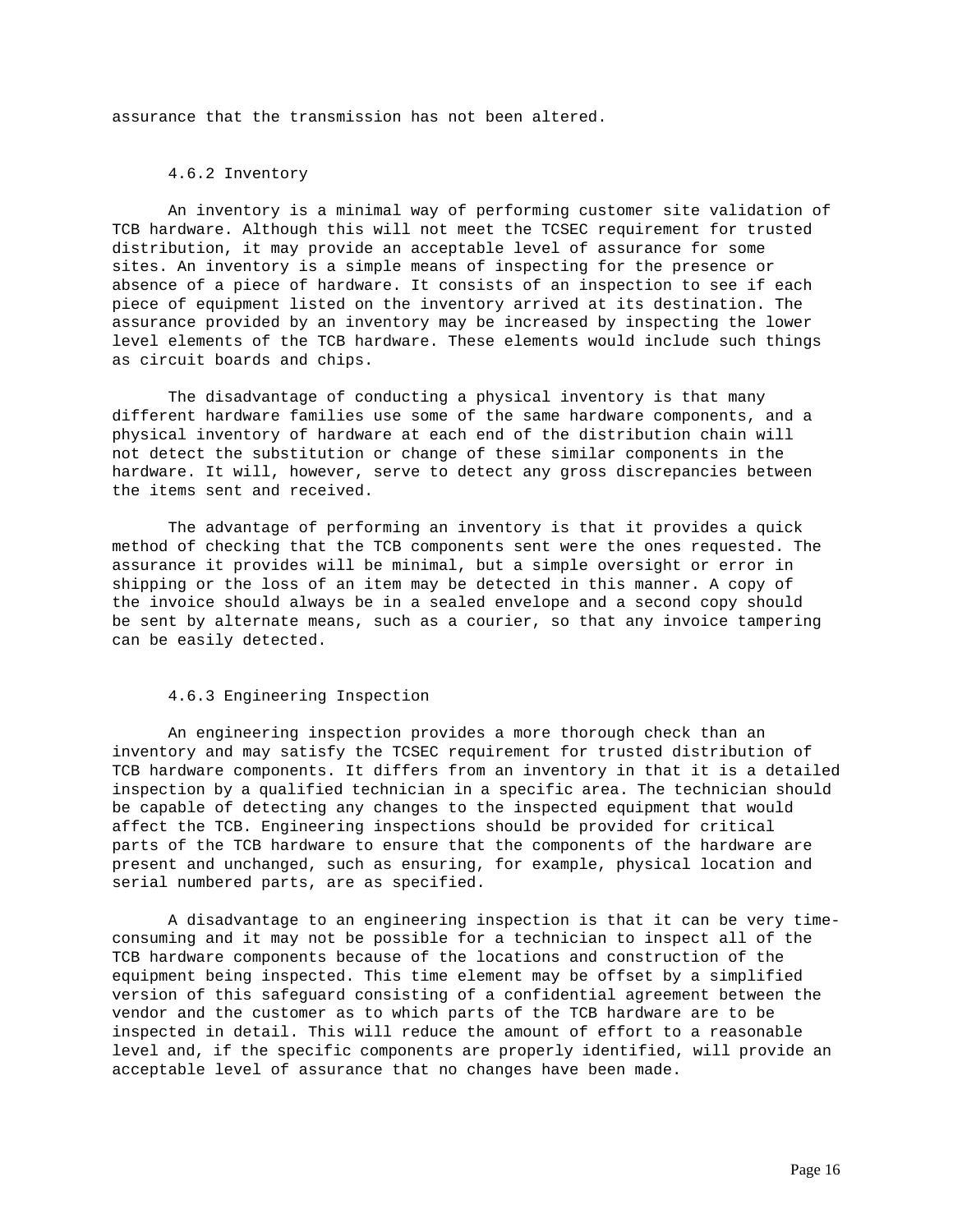assurance that the transmission has not been altered.

### 4.6.2 Inventory

An inventory is a minimal way of performing customer site validation of TCB hardware. Although this will not meet the TCSEC requirement for trusted distribution, it may provide an acceptable level of assurance for some sites. An inventory is a simple means of inspecting for the presence or absence of a piece of hardware. It consists of an inspection to see if each piece of equipment listed on the inventory arrived at its destination. The assurance provided by an inventory may be increased by inspecting the lower level elements of the TCB hardware. These elements would include such things as circuit boards and chips.

The disadvantage of conducting a physical inventory is that many different hardware families use some of the same hardware components, and a physical inventory of hardware at each end of the distribution chain will not detect the substitution or change of these similar components in the hardware. It will, however, serve to detect any gross discrepancies between the items sent and received.

The advantage of performing an inventory is that it provides a quick method of checking that the TCB components sent were the ones requested. The assurance it provides will be minimal, but a simple oversight or error in shipping or the loss of an item may be detected in this manner. A copy of the invoice should always be in a sealed envelope and a second copy should be sent by alternate means, such as a courier, so that any invoice tampering can be easily detected.

### 4.6.3 Engineering Inspection

An engineering inspection provides a more thorough check than an inventory and may satisfy the TCSEC requirement for trusted distribution of TCB hardware components. It differs from an inventory in that it is a detailed inspection by a qualified technician in a specific area. The technician should be capable of detecting any changes to the inspected equipment that would affect the TCB. Engineering inspections should be provided for critical parts of the TCB hardware to ensure that the components of the hardware are present and unchanged, such as ensuring, for example, physical location and serial numbered parts, are as specified.

A disadvantage to an engineering inspection is that it can be very time-consuming and it may not be possible for a technician to inspect all of the TCB hardware components because of the locations and construction of the equipment being inspected. This time element may be offset by a simplified version of this safeguard consisting of a confidential agreement between the vendor and the customer as to which parts of the TCB hardware are to be inspected in detail. This will reduce the amount of effort to a reasonable level and, if the specific components are properly identified, will provide an acceptable level of assurance that no changes have been made.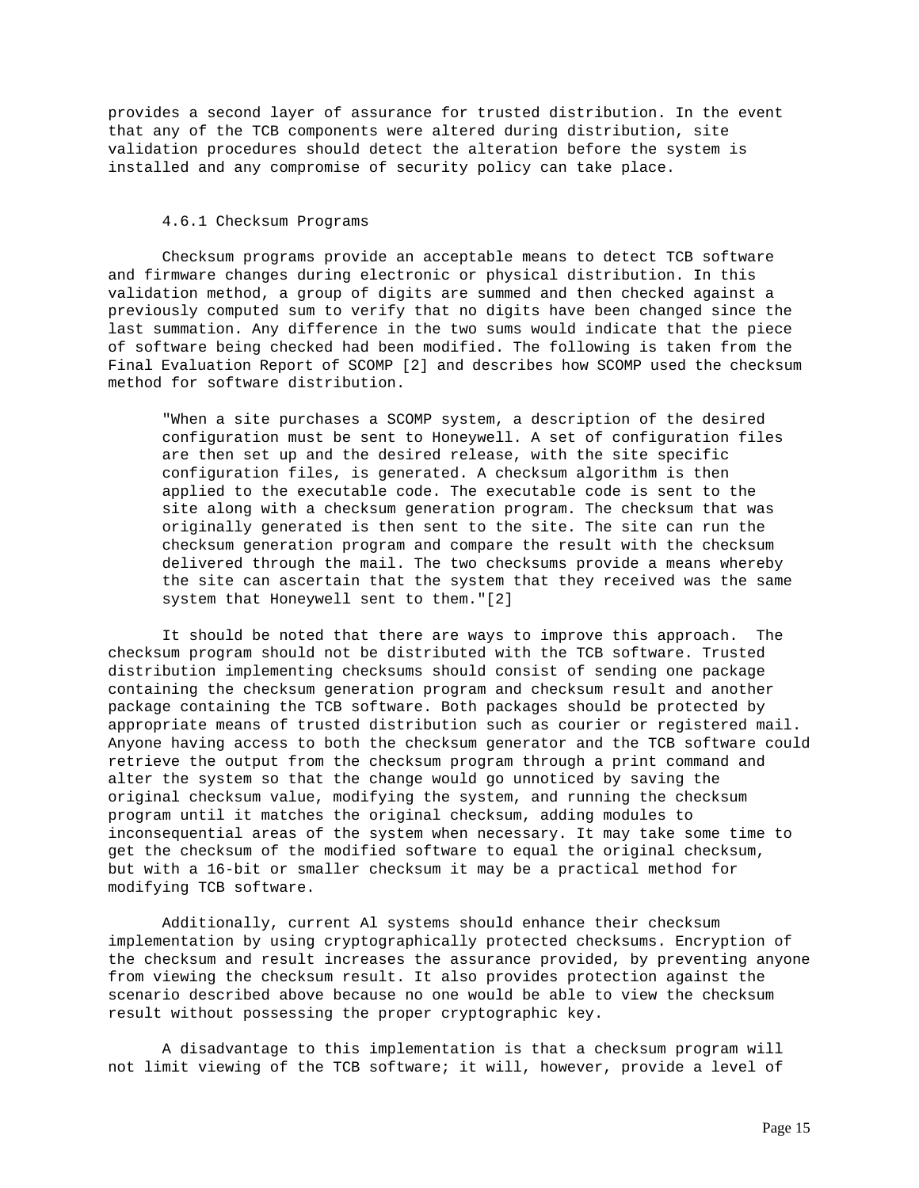provides a second layer of assurance for trusted distribution. In the event that any of the TCB components were altered during distribution, site validation procedures should detect the alteration before the system is installed and any compromise of security policy can take place.

### 4.6.1 Checksum Programs

Checksum programs provide an acceptable means to detect TCB software and firmware changes during electronic or physical distribution. In this validation method, a group of digits are summed and then checked against a previously computed sum to verify that no digits have been changed since the last summation. Any difference in the two sums would indicate that the piece of software being checked had been modified. The following is taken from the Final Evaluation Report of SCOMP [2] and describes how SCOMP used the checksum method for software distribution.

> "When a site purchases a SCOMP system, a description of the desired configuration must be sent to Honeywell. A set of configuration files are then set up and the desired release, with the site specific configuration files, is generated. A checksum algorithm is then applied to the executable code. The executable code is sent to the site along with a checksum generation program. The checksum that was originally generated is then sent to the site. The site can run the checksum generation program and compare the result with the checksum delivered through the mail. The two checksums provide a means whereby the site can ascertain that the system that they received was the same system that Honeywell sent to them."[2]

It should be noted that there are ways to improve this approach. The checksum program should not be distributed with the TCB software. Trusted distribution implementing checksums should consist of sending one package containing the checksum generation program and checksum result and another package containing the TCB software. Both packages should be protected by appropriate means of trusted distribution such as courier or registered mail. Anyone having access to both the checksum generator and the TCB software could retrieve the output from the checksum program through a print command and alter the system so that the change would go unnoticed by saving the original checksum value, modifying the system, and running the checksum program until it matches the original checksum, adding modules to inconsequential areas of the system when necessary. It may take some time to get the checksum of the modified software to equal the original checksum, but with a 16-bit or smaller checksum it may be a practical method for modifying TCB software.

Additionally, current Al systems should enhance their checksum implementation by using cryptographically protected checksums. Encryption of the checksum and result increases the assurance provided, by preventing anyone from viewing the checksum result. It also provides protection against the scenario described above because no one would be able to view the checksum result without possessing the proper cryptographic key.

A disadvantage to this implementation is that a checksum program will not limit viewing of the TCB software; it will, however, provide a level of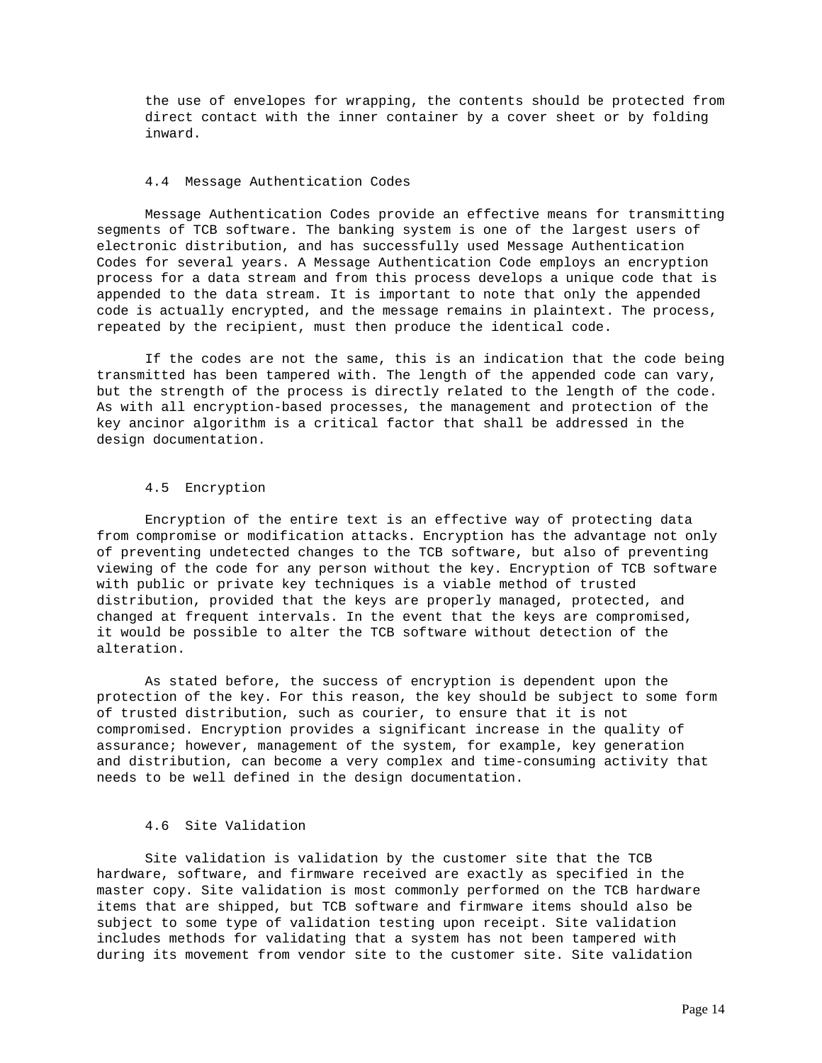the use of envelopes for wrapping, the contents should be protected from direct contact with the inner container by a cover sheet or by folding inward.

### 4.4 Message Authentication Codes

Message Authentication Codes provide an effective means for transmitting segments of TCB software. The banking system is one of the largest users of electronic distribution, and has successfully used Message Authentication Codes for several years. A Message Authentication Code employs an encryption process for a data stream and from this process develops a unique code that is appended to the data stream. It is important to note that only the appended code is actually encrypted, and the message remains in plaintext. The process, repeated by the recipient, must then produce the identical code.

If the codes are not the same, this is an indication that the code being transmitted has been tampered with. The length of the appended code can vary, but the strength of the process is directly related to the length of the code. As with all encryption-based processes, the management and protection of the key ancinor algorithm is a critical factor that shall be addressed in the design documentation.

### 4.5 Encryption

Encryption of the entire text is an effective way of protecting data from compromise or modification attacks. Encryption has the advantage not only of preventing undetected changes to the TCB software, but also of preventing viewing of the code for any person without the key. Encryption of TCB software with public or private key techniques is a viable method of trusted distribution, provided that the keys are properly managed, protected, and changed at frequent intervals. In the event that the keys are compromised, it would be possible to alter the TCB software without detection of the alteration.

As stated before, the success of encryption is dependent upon the protection of the key. For this reason, the key should be subject to some form of trusted distribution, such as courier, to ensure that it is not compromised. Encryption provides a significant increase in the quality of assurance; however, management of the system, for example, key generation and distribution, can become a very complex and time-consuming activity that needs to be well defined in the design documentation.

### 4.6 Site Validation

Site validation is validation by the customer site that the TCB hardware, software, and firmware received are exactly as specified in the master copy. Site validation is most commonly performed on the TCB hardware items that are shipped, but TCB software and firmware items should also be subject to some type of validation testing upon receipt. Site validation includes methods for validating that a system has not been tampered with during its movement from vendor site to the customer site. Site validation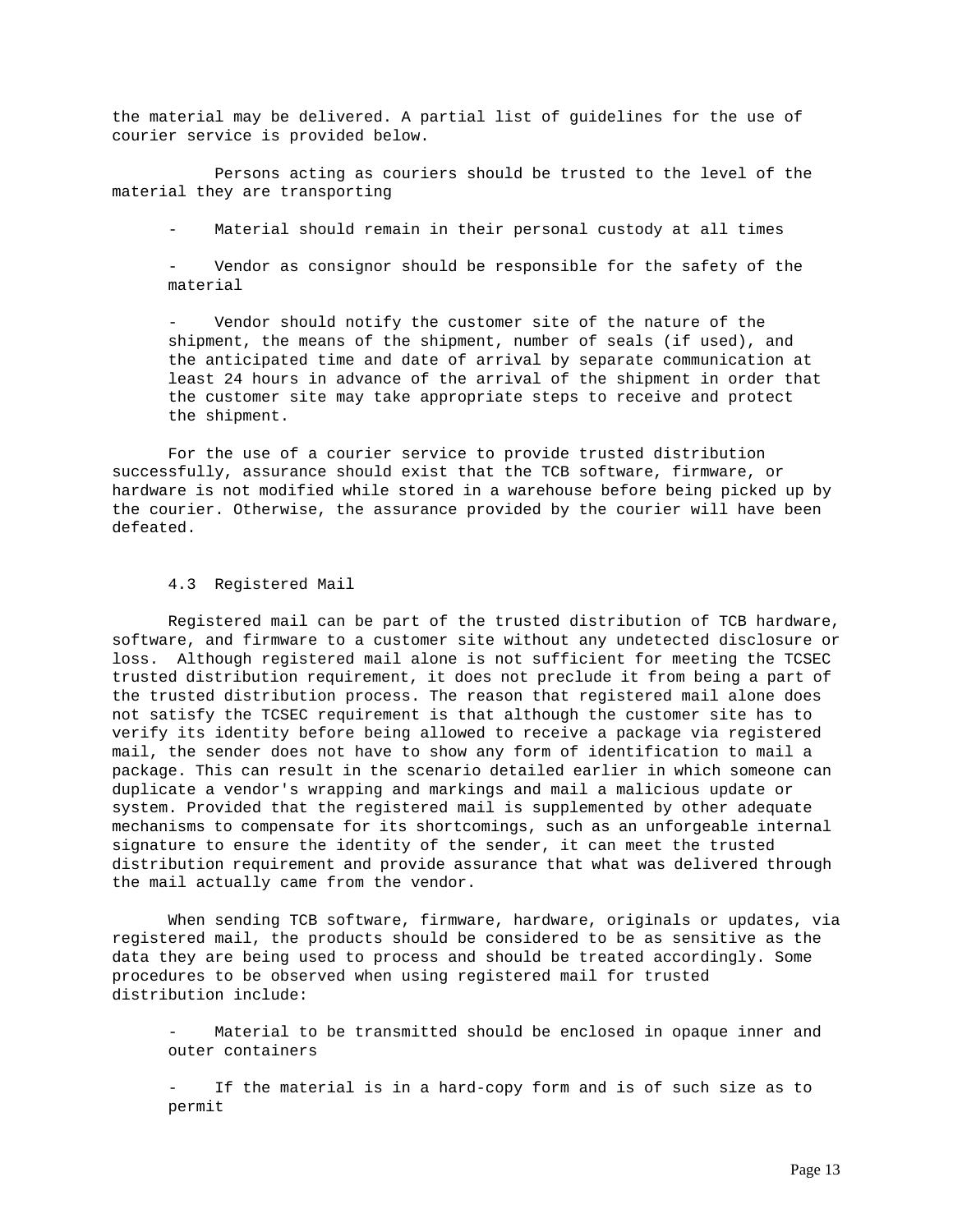the material may be delivered. A partial list of guidelines for the use of courier service is provided below.

Persons acting as couriers should be trusted to the level of the material they are transporting

- Material should remain in their personal custody at all times

- Vendor as consignor should be responsible for the safety of the material

- Vendor should notify the customer site of the nature of the shipment, the means of the shipment, number of seals (if used), and the anticipated time and date of arrival by separate communication at least 24 hours in advance of the arrival of the shipment in order that the customer site may take appropriate steps to receive and protect the shipment.

For the use of a courier service to provide trusted distribution successfully, assurance should exist that the TCB software, firmware, or hardware is not modified while stored in a warehouse before being picked up by the courier. Otherwise, the assurance provided by the courier will have been defeated.

### 4.3 Registered Mail

Registered mail can be part of the trusted distribution of TCB hardware, software, and firmware to a customer site without any undetected disclosure or loss. Although registered mail alone is not sufficient for meeting the TCSEC trusted distribution requirement, it does not preclude it from being a part of the trusted distribution process. The reason that registered mail alone does not satisfy the TCSEC requirement is that although the customer site has to verify its identity before being allowed to receive a package via registered mail, the sender does not have to show any form of identification to mail a package. This can result in the scenario detailed earlier in which someone can duplicate a vendor's wrapping and markings and mail a malicious update or system. Provided that the registered mail is supplemented by other adequate mechanisms to compensate for its shortcomings, such as an unforgeable internal signature to ensure the identity of the sender, it can meet the trusted distribution requirement and provide assurance that what was delivered through the mail actually came from the vendor.

When sending TCB software, firmware, hardware, originals or updates, via registered mail, the products should be considered to be as sensitive as the data they are being used to process and should be treated accordingly. Some procedures to be observed when using registered mail for trusted distribution include:

- Material to be transmitted should be enclosed in opaque inner and outer containers

- If the material is in a hard-copy form and is of such size as to permit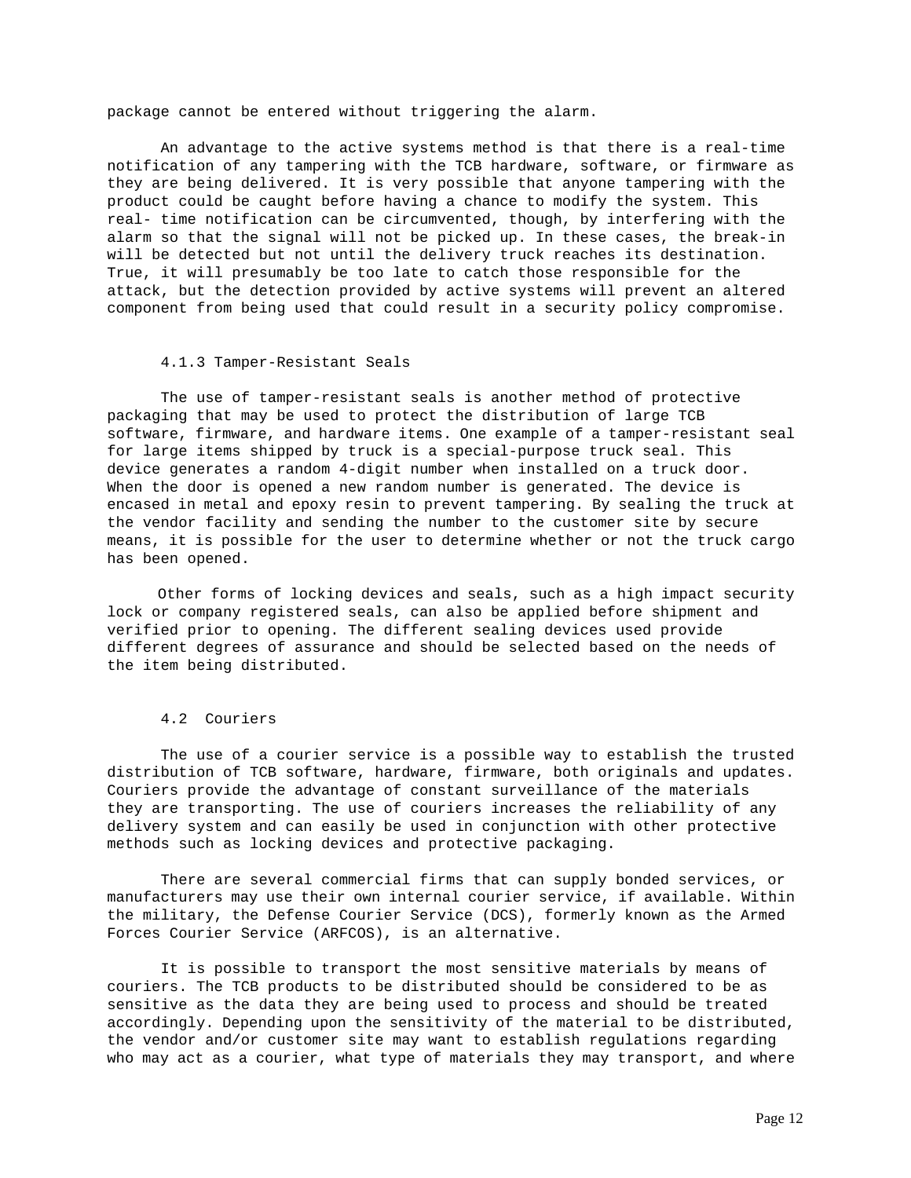package cannot be entered without triggering the alarm.

An advantage to the active systems method is that there is a real-time notification of any tampering with the TCB hardware, software, or firmware as they are being delivered. It is very possible that anyone tampering with the product could be caught before having a chance to modify the system. This real- time notification can be circumvented, though, by interfering with the alarm so that the signal will not be picked up. In these cases, the break-in will be detected but not until the delivery truck reaches its destination. True, it will presumably be too late to catch those responsible for the attack, but the detection provided by active systems will prevent an altered component from being used that could result in a security policy compromise.

### 4.1.3 Tamper-Resistant Seals

The use of tamper-resistant seals is another method of protective packaging that may be used to protect the distribution of large TCB software, firmware, and hardware items. One example of a tamper-resistant seal for large items shipped by truck is a special-purpose truck seal. This device generates a random 4-digit number when installed on a truck door. When the door is opened a new random number is generated. The device is encased in metal and epoxy resin to prevent tampering. By sealing the truck at the vendor facility and sending the number to the customer site by secure means, it is possible for the user to determine whether or not the truck cargo has been opened.

Other forms of locking devices and seals, such as a high impact security lock or company registered seals, can also be applied before shipment and verified prior to opening. The different sealing devices used provide different degrees of assurance and should be selected based on the needs of the item being distributed.

## 4.2 Couriers

The use of a courier service is a possible way to establish the trusted distribution of TCB software, hardware, firmware, both originals and updates. Couriers provide the advantage of constant surveillance of the materials they are transporting. The use of couriers increases the reliability of any delivery system and can easily be used in conjunction with other protective methods such as locking devices and protective packaging.

There are several commercial firms that can supply bonded services, or manufacturers may use their own internal courier service, if available. Within the military, the Defense Courier Service (DCS), formerly known as the Armed Forces Courier Service (ARFCOS), is an alternative.

It is possible to transport the most sensitive materials by means of couriers. The TCB products to be distributed should be considered to be as sensitive as the data they are being used to process and should be treated accordingly. Depending upon the sensitivity of the material to be distributed, the vendor and/or customer site may want to establish regulations regarding who may act as a courier, what type of materials they may transport, and where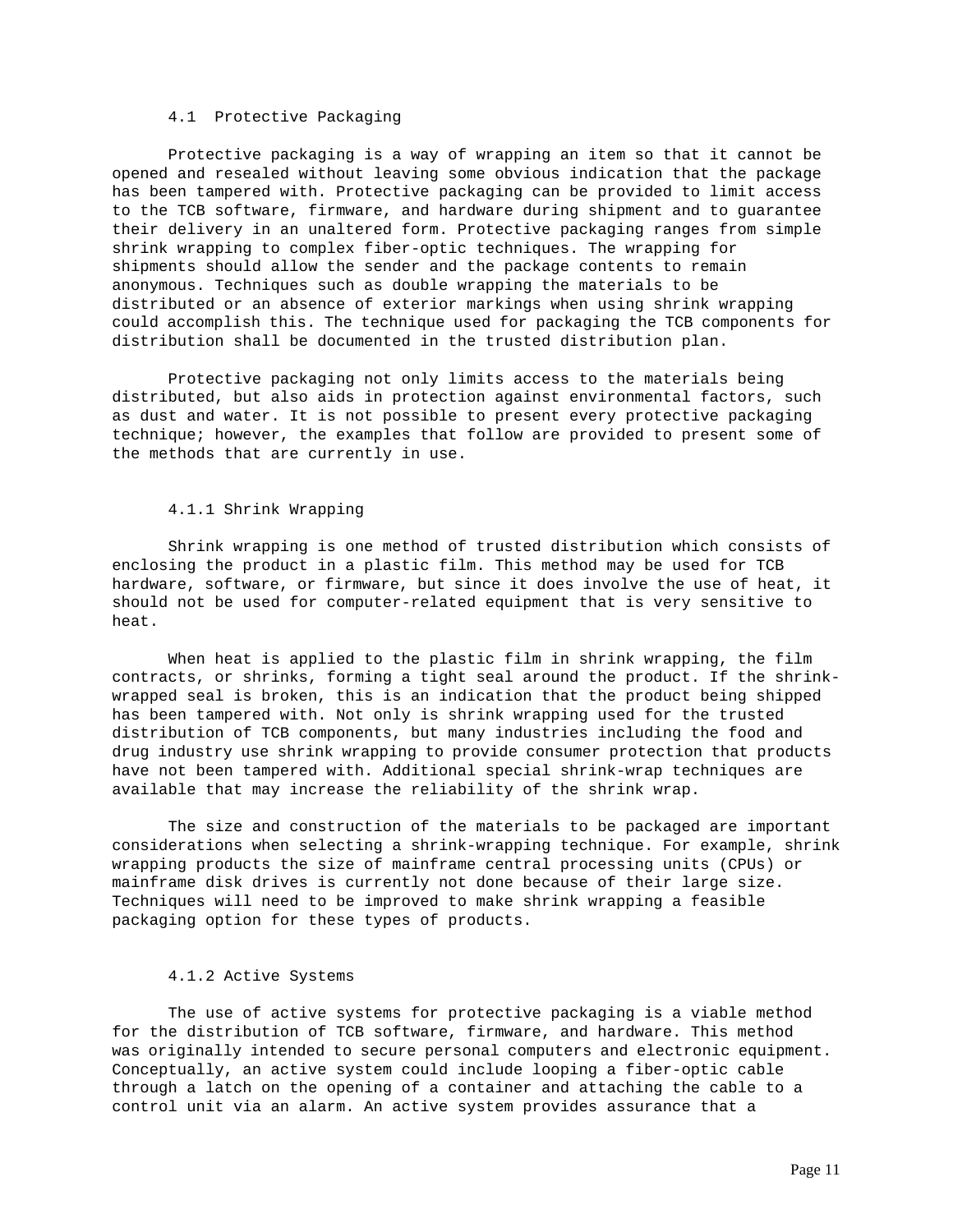### 4.1 Protective Packaging

Protective packaging is a way of wrapping an item so that it cannot be opened and resealed without leaving some obvious indication that the package has been tampered with. Protective packaging can be provided to limit access to the TCB software, firmware, and hardware during shipment and to guarantee their delivery in an unaltered form. Protective packaging ranges from simple shrink wrapping to complex fiber-optic techniques. The wrapping for shipments should allow the sender and the package contents to remain anonymous. Techniques such as double wrapping the materials to be distributed or an absence of exterior markings when using shrink wrapping could accomplish this. The technique used for packaging the TCB components for distribution shall be documented in the trusted distribution plan.

Protective packaging not only limits access to the materials being distributed, but also aids in protection against environmental factors, such as dust and water. It is not possible to present every protective packaging technique; however, the examples that follow are provided to present some of the methods that are currently in use.

#### 4.1.1 Shrink Wrapping

Shrink wrapping is one method of trusted distribution which consists of enclosing the product in a plastic film. This method may be used for TCB hardware, software, or firmware, but since it does involve the use of heat, it should not be used for computer-related equipment that is very sensitive to heat.

When heat is applied to the plastic film in shrink wrapping, the film contracts, or shrinks, forming a tight seal around the product. If the shrink-wrapped seal is broken, this is an indication that the product being shipped has been tampered with. Not only is shrink wrapping used for the trusted distribution of TCB components, but many industries including the food and drug industry use shrink wrapping to provide consumer protection that products have not been tampered with. Additional special shrink-wrap techniques are available that may increase the reliability of the shrink wrap.

The size and construction of the materials to be packaged are important considerations when selecting a shrink-wrapping technique. For example, shrink wrapping products the size of mainframe central processing units (CPUs) or mainframe disk drives is currently not done because of their large size. Techniques will need to be improved to make shrink wrapping a feasible packaging option for these types of products.

#### 4.1.2 Active Systems

The use of active systems for protective packaging is a viable method for the distribution of TCB software, firmware, and hardware. This method was originally intended to secure personal computers and electronic equipment. Conceptually, an active system could include looping a fiber-optic cable through a latch on the opening of a container and attaching the cable to a control unit via an alarm. An active system provides assurance that a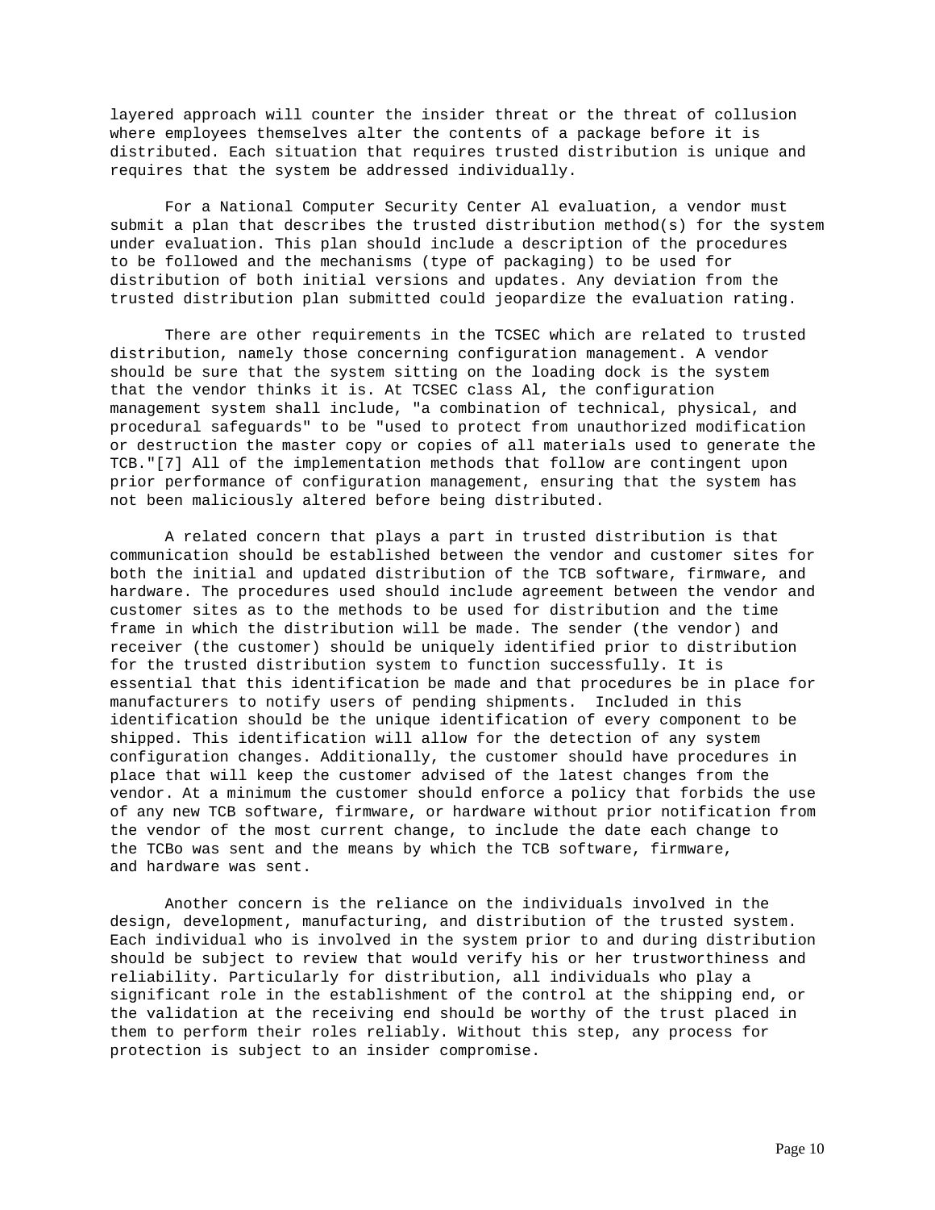layered approach will counter the insider threat or the threat of collusion where employees themselves alter the contents of a package before it is distributed. Each situation that requires trusted distribution is unique and requires that the system be addressed individually.

For a National Computer Security Center Al evaluation, a vendor must submit a plan that describes the trusted distribution method(s) for the system under evaluation. This plan should include a description of the procedures to be followed and the mechanisms (type of packaging) to be used for distribution of both initial versions and updates. Any deviation from the trusted distribution plan submitted could jeopardize the evaluation rating.

There are other requirements in the TCSEC which are related to trusted distribution, namely those concerning configuration management. A vendor should be sure that the system sitting on the loading dock is the system that the vendor thinks it is. At TCSEC class Al, the configuration management system shall include, "a combination of technical, physical, and procedural safeguards" to be "used to protect from unauthorized modification or destruction the master copy or copies of all materials used to generate the TCB."[7] All of the implementation methods that follow are contingent upon prior performance of configuration management, ensuring that the system has not been maliciously altered before being distributed.

A related concern that plays a part in trusted distribution is that communication should be established between the vendor and customer sites for both the initial and updated distribution of the TCB software, firmware, and hardware. The procedures used should include agreement between the vendor and customer sites as to the methods to be used for distribution and the time frame in which the distribution will be made. The sender (the vendor) and receiver (the customer) should be uniquely identified prior to distribution for the trusted distribution system to function successfully. It is essential that this identification be made and that procedures be in place for manufacturers to notify users of pending shipments. Included in this identification should be the unique identification of every component to be shipped. This identification will allow for the detection of any system configuration changes. Additionally, the customer should have procedures in place that will keep the customer advised of the latest changes from the vendor. At a minimum the customer should enforce a policy that forbids the use of any new TCB software, firmware, or hardware without prior notification from the vendor of the most current change, to include the date each change to the TCBo was sent and the means by which the TCB software, firmware, and hardware was sent.

Another concern is the reliance on the individuals involved in the design, development, manufacturing, and distribution of the trusted system. Each individual who is involved in the system prior to and during distribution should be subject to review that would verify his or her trustworthiness and reliability. Particularly for distribution, all individuals who play a significant role in the establishment of the control at the shipping end, or the validation at the receiving end should be worthy of the trust placed in them to perform their roles reliably. Without this step, any process for protection is subject to an insider compromise.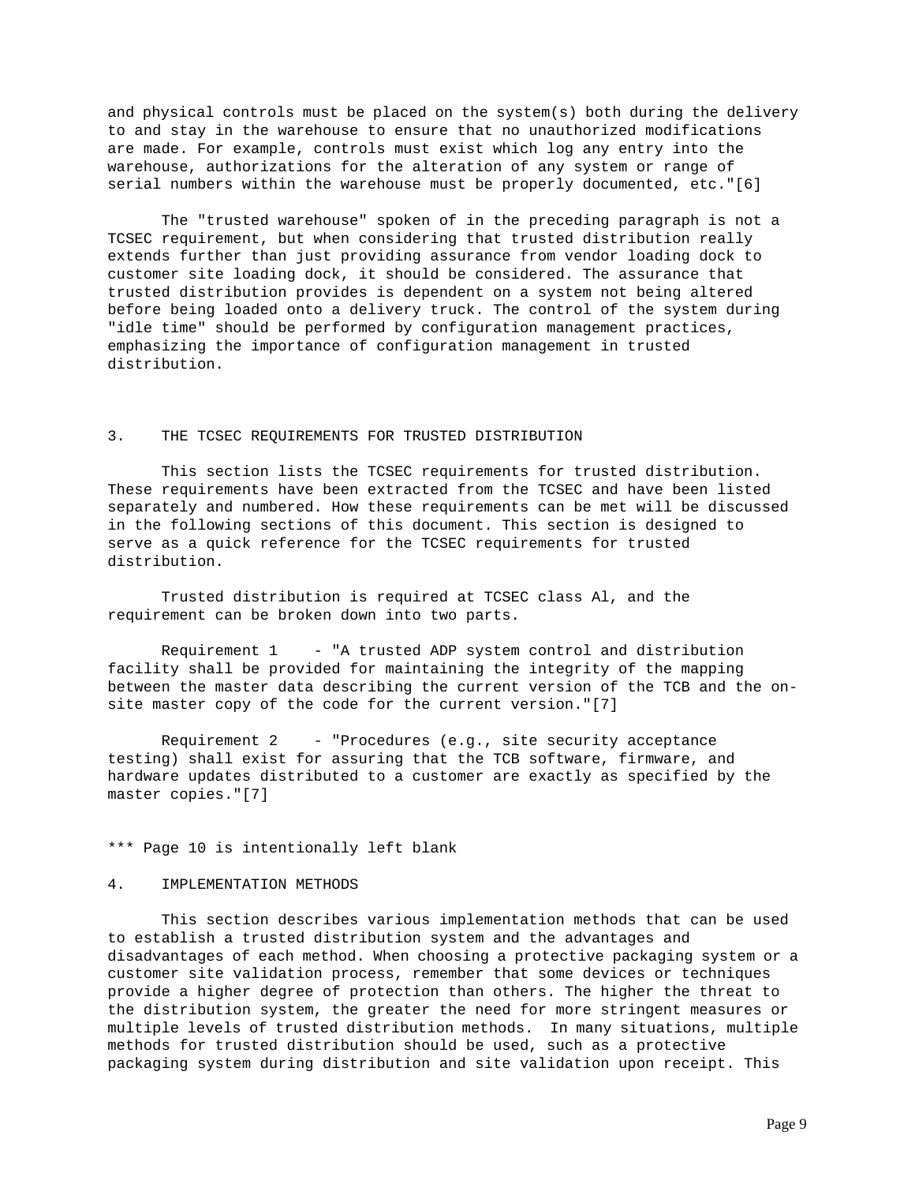and physical controls must be placed on the system(s) both during the delivery to and stay in the warehouse to ensure that no unauthorized modifications are made. For example, controls must exist which log any entry into the warehouse, authorizations for the alteration of any system or range of serial numbers within the warehouse must be properly documented, etc."[6]

The "trusted warehouse" spoken of in the preceding paragraph is not a TCSEC requirement, but when considering that trusted distribution really extends further than just providing assurance from vendor loading dock to customer site loading dock, it should be considered. The assurance that trusted distribution provides is dependent on a system not being altered before being loaded onto a delivery truck. The control of the system during "idle time" should be performed by configuration management practices, emphasizing the importance of configuration management in trusted distribution.

## 3. THE TCSEC REQUIREMENTS FOR TRUSTED DISTRIBUTION

This section lists the TCSEC requirements for trusted distribution. These requirements have been extracted from the TCSEC and have been listed separately and numbered. How these requirements can be met will be discussed in the following sections of this document. This section is designed to serve as a quick reference for the TCSEC requirements for trusted distribution.

Trusted distribution is required at TCSEC class Al, and the requirement can be broken down into two parts.

Requirement 1 - "A trusted ADP system control and distribution facility shall be provided for maintaining the integrity of the mapping between the master data describing the current version of the TCB and the on-site master copy of the code for the current version."[7]

Requirement 2 - "Procedures (e.g., site security acceptance testing) shall exist for assuring that the TCB software, firmware, and hardware updates distributed to a customer are exactly as specified by the master copies."[7]

*** Page 10 is intentionally left blank

## 4. IMPLEMENTATION METHODS

This section describes various implementation methods that can be used to establish a trusted distribution system and the advantages and disadvantages of each method. When choosing a protective packaging system or a customer site validation process, remember that some devices or techniques provide a higher degree of protection than others. The higher the threat to the distribution system, the greater the need for more stringent measures or multiple levels of trusted distribution methods. In many situations, multiple methods for trusted distribution should be used, such as a protective packaging system during distribution and site validation upon receipt. This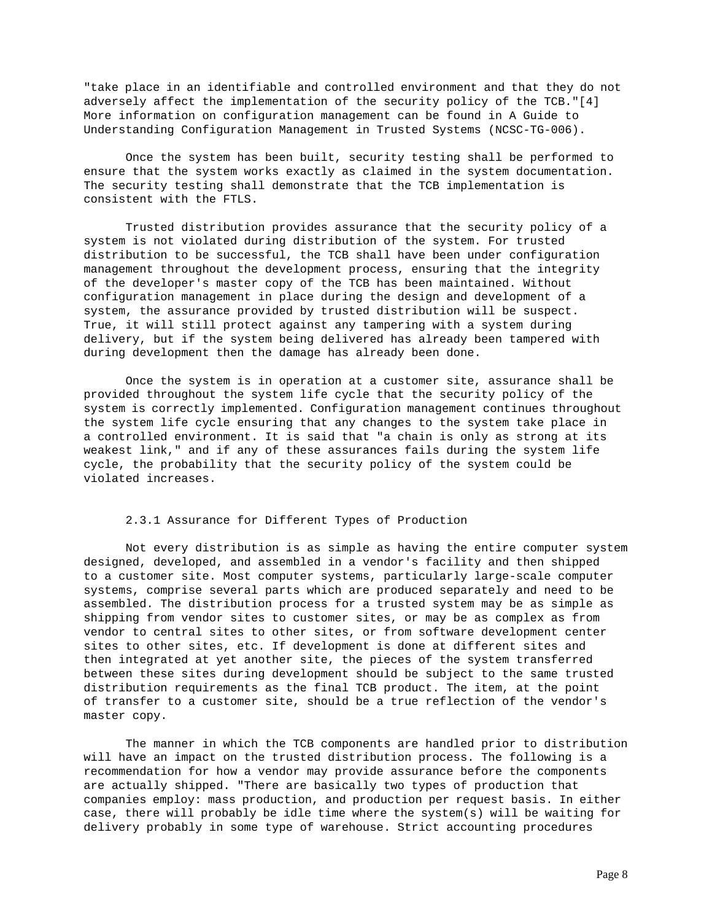"take place in an identifiable and controlled environment and that they do not adversely affect the implementation of the security policy of the TCB."[4] More information on configuration management can be found in A Guide to Understanding Configuration Management in Trusted Systems (NCSC-TG-006).

Once the system has been built, security testing shall be performed to ensure that the system works exactly as claimed in the system documentation. The security testing shall demonstrate that the TCB implementation is consistent with the FTLS.

Trusted distribution provides assurance that the security policy of a system is not violated during distribution of the system. For trusted distribution to be successful, the TCB shall have been under configuration management throughout the development process, ensuring that the integrity of the developer's master copy of the TCB has been maintained. Without configuration management in place during the design and development of a system, the assurance provided by trusted distribution will be suspect. True, it will still protect against any tampering with a system during delivery, but if the system being delivered has already been tampered with during development then the damage has already been done.

Once the system is in operation at a customer site, assurance shall be provided throughout the system life cycle that the security policy of the system is correctly implemented. Configuration management continues throughout the system life cycle ensuring that any changes to the system take place in a controlled environment. It is said that "a chain is only as strong at its weakest link," and if any of these assurances fails during the system life cycle, the probability that the security policy of the system could be violated increases.

### 2.3.1 Assurance for Different Types of Production

Not every distribution is as simple as having the entire computer system designed, developed, and assembled in a vendor's facility and then shipped to a customer site. Most computer systems, particularly large-scale computer systems, comprise several parts which are produced separately and need to be assembled. The distribution process for a trusted system may be as simple as shipping from vendor sites to customer sites, or may be as complex as from vendor to central sites to other sites, or from software development center sites to other sites, etc. If development is done at different sites and then integrated at yet another site, the pieces of the system transferred between these sites during development should be subject to the same trusted distribution requirements as the final TCB product. The item, at the point of transfer to a customer site, should be a true reflection of the vendor's master copy.

The manner in which the TCB components are handled prior to distribution will have an impact on the trusted distribution process. The following is a recommendation for how a vendor may provide assurance before the components are actually shipped. "There are basically two types of production that companies employ: mass production, and production per request basis. In either case, there will probably be idle time where the system(s) will be waiting for delivery probably in some type of warehouse. Strict accounting procedures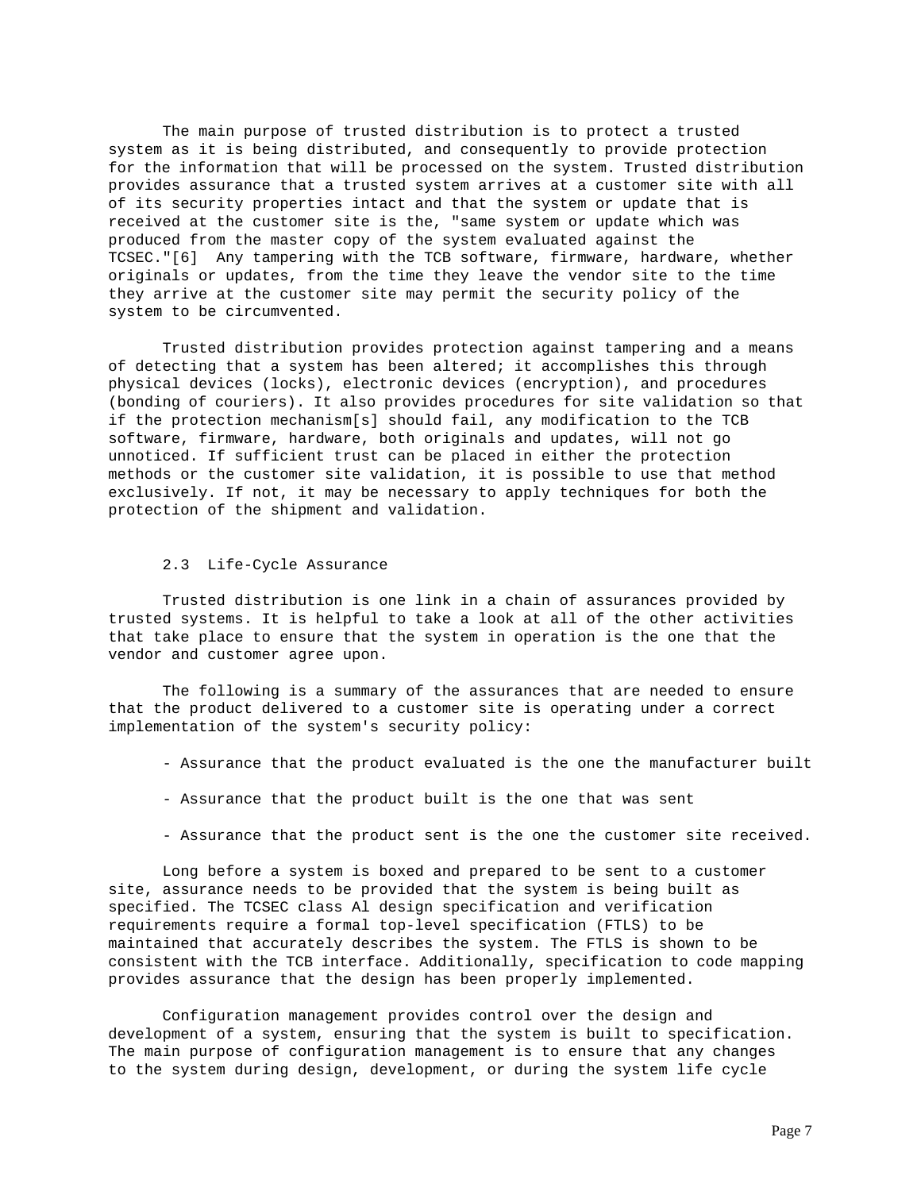The main purpose of trusted distribution is to protect a trusted system as it is being distributed, and consequently to provide protection for the information that will be processed on the system. Trusted distribution provides assurance that a trusted system arrives at a customer site with all of its security properties intact and that the system or update that is received at the customer site is the, "same system or update which was produced from the master copy of the system evaluated against the TCSEC."[6] Any tampering with the TCB software, firmware, hardware, whether originals or updates, from the time they leave the vendor site to the time they arrive at the customer site may permit the security policy of the system to be circumvented.

Trusted distribution provides protection against tampering and a means of detecting that a system has been altered; it accomplishes this through physical devices (locks), electronic devices (encryption), and procedures (bonding of couriers). It also provides procedures for site validation so that if the protection mechanism[s] should fail, any modification to the TCB software, firmware, hardware, both originals and updates, will not go unnoticed. If sufficient trust can be placed in either the protection methods or the customer site validation, it is possible to use that method exclusively. If not, it may be necessary to apply techniques for both the protection of the shipment and validation.

## 2.3 Life-Cycle Assurance

Trusted distribution is one link in a chain of assurances provided by trusted systems. It is helpful to take a look at all of the other activities that take place to ensure that the system in operation is the one that the vendor and customer agree upon.

The following is a summary of the assurances that are needed to ensure that the product delivered to a customer site is operating under a correct implementation of the system's security policy:

- Assurance that the product evaluated is the one the manufacturer built
- Assurance that the product built is the one that was sent
- Assurance that the product sent is the one the customer site received.

Long before a system is boxed and prepared to be sent to a customer site, assurance needs to be provided that the system is being built as specified. The TCSEC class A1 design specification and verification requirements require a formal top-level specification (FTLS) to be maintained that accurately describes the system. The FTLS is shown to be consistent with the TCB interface. Additionally, specification to code mapping provides assurance that the design has been properly implemented.

Configuration management provides control over the design and development of a system, ensuring that the system is built to specification. The main purpose of configuration management is to ensure that any changes to the system during design, development, or during the system life cycle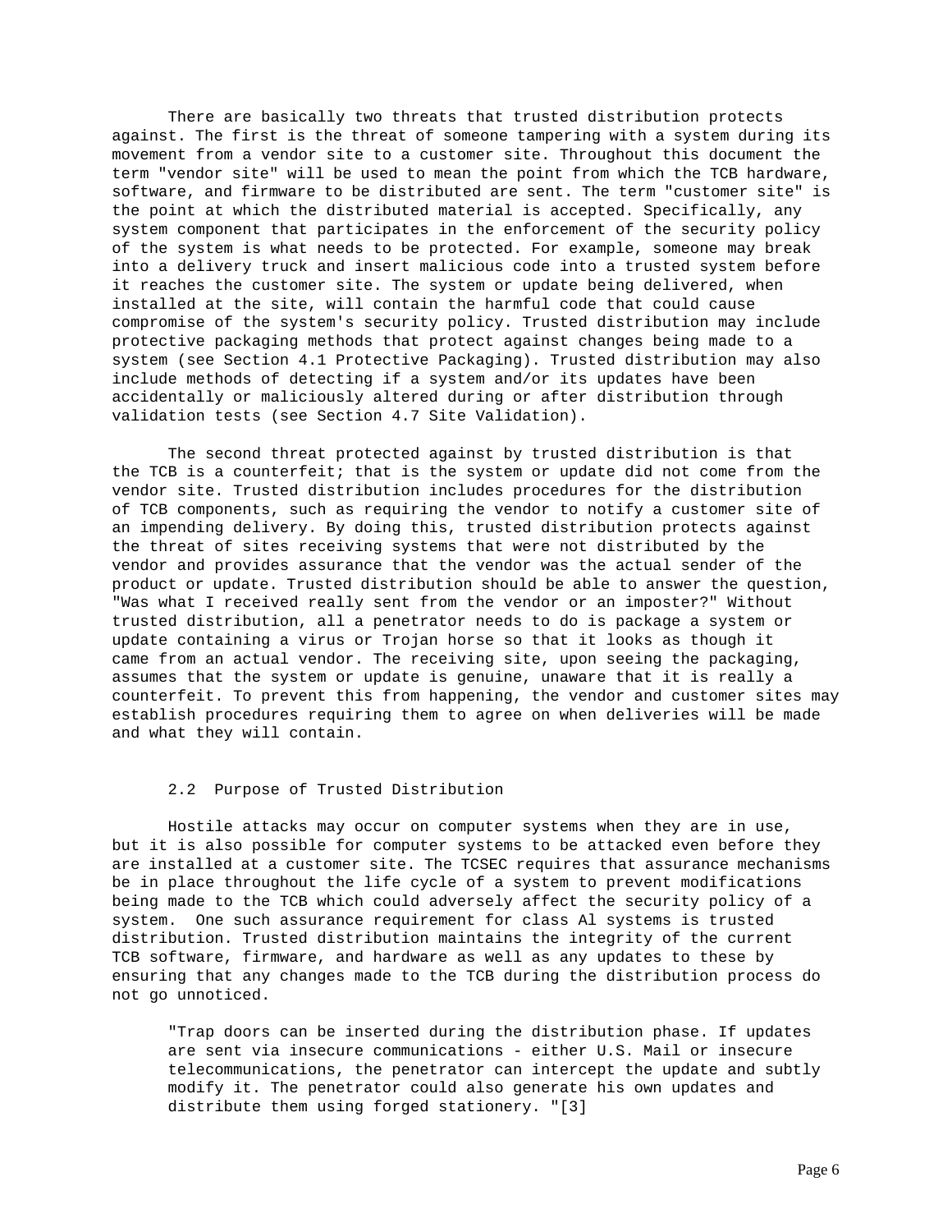There are basically two threats that trusted distribution protects against. The first is the threat of someone tampering with a system during its movement from a vendor site to a customer site. Throughout this document the term "vendor site" will be used to mean the point from which the TCB hardware, software, and firmware to be distributed are sent. The term "customer site" is the point at which the distributed material is accepted. Specifically, any system component that participates in the enforcement of the security policy of the system is what needs to be protected. For example, someone may break into a delivery truck and insert malicious code into a trusted system before it reaches the customer site. The system or update being delivered, when installed at the site, will contain the harmful code that could cause compromise of the system's security policy. Trusted distribution may include protective packaging methods that protect against changes being made to a system (see Section 4.1 Protective Packaging). Trusted distribution may also include methods of detecting if a system and/or its updates have been accidentally or maliciously altered during or after distribution through validation tests (see Section 4.7 Site Validation).

The second threat protected against by trusted distribution is that the TCB is a counterfeit; that is the system or update did not come from the vendor site. Trusted distribution includes procedures for the distribution of TCB components, such as requiring the vendor to notify a customer site of an impending delivery. By doing this, trusted distribution protects against the threat of sites receiving systems that were not distributed by the vendor and provides assurance that the vendor was the actual sender of the product or update. Trusted distribution should be able to answer the question, "Was what I received really sent from the vendor or an imposter?" Without trusted distribution, all a penetrator needs to do is package a system or update containing a virus or Trojan horse so that it looks as though it came from an actual vendor. The receiving site, upon seeing the packaging, assumes that the system or update is genuine, unaware that it is really a counterfeit. To prevent this from happening, the vendor and customer sites may establish procedures requiring them to agree on when deliveries will be made and what they will contain.

## 2.2 Purpose of Trusted Distribution

Hostile attacks may occur on computer systems when they are in use, but it is also possible for computer systems to be attacked even before they are installed at a customer site. The TCSEC requires that assurance mechanisms be in place throughout the life cycle of a system to prevent modifications being made to the TCB which could adversely affect the security policy of a system. One such assurance requirement for class Al systems is trusted distribution. Trusted distribution maintains the integrity of the current TCB software, firmware, and hardware as well as any updates to these by ensuring that any changes made to the TCB during the distribution process do not go unnoticed.

> "Trap doors can be inserted during the distribution phase. If updates are sent via insecure communications - either U.S. Mail or insecure telecommunications, the penetrator can intercept the update and subtly modify it. The penetrator could also generate his own updates and distribute them using forged stationery. "[3]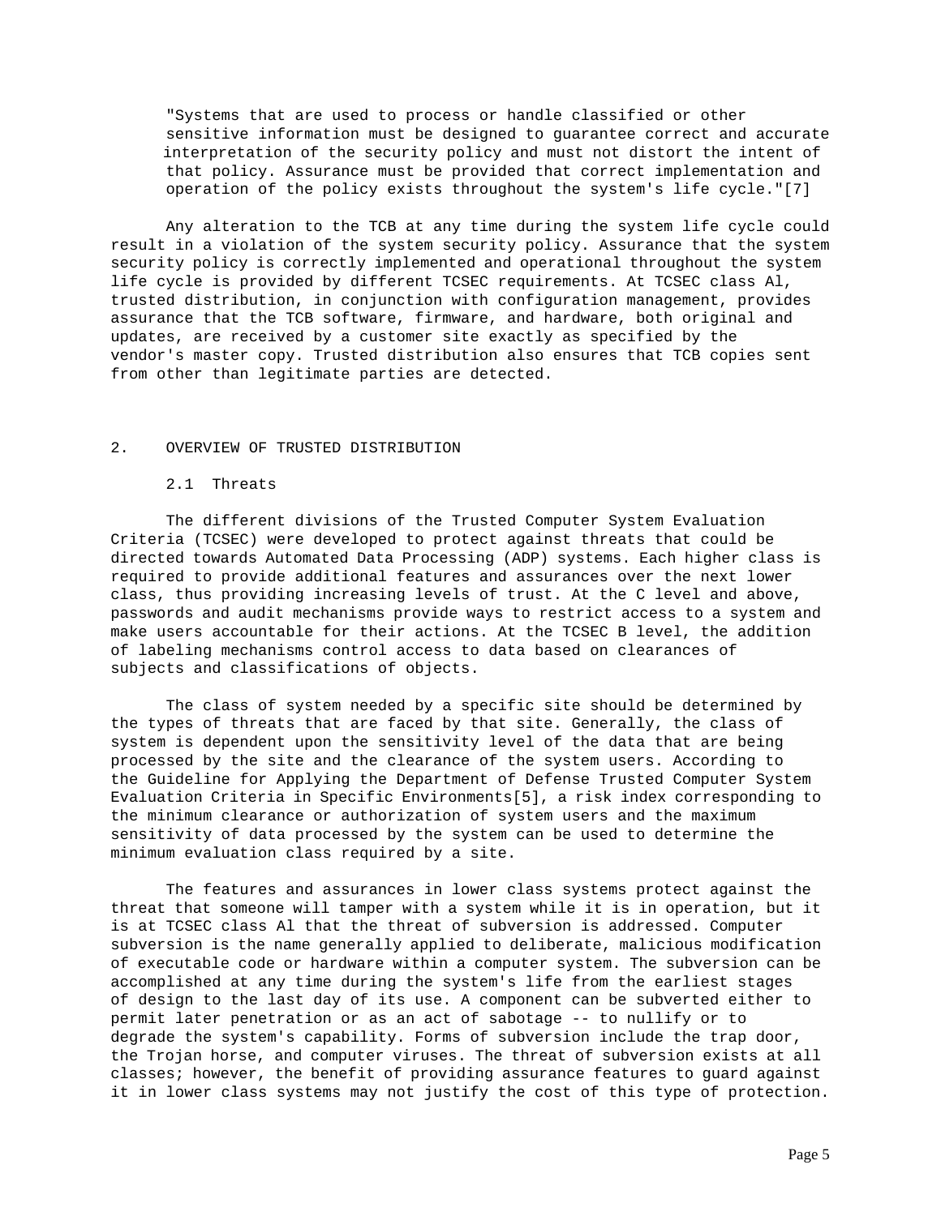> "Systems that are used to process or handle classified or other sensitive information must be designed to guarantee correct and accurate interpretation of the security policy and must not distort the intent of that policy. Assurance must be provided that correct implementation and operation of the policy exists throughout the system's life cycle."[7]

Any alteration to the TCB at any time during the system life cycle could result in a violation of the system security policy. Assurance that the system security policy is correctly implemented and operational throughout the system life cycle is provided by different TCSEC requirements. At TCSEC class Al, trusted distribution, in conjunction with configuration management, provides assurance that the TCB software, firmware, and hardware, both original and updates, are received by a customer site exactly as specified by the vendor's master copy. Trusted distribution also ensures that TCB copies sent from other than legitimate parties are detected.

## 2. OVERVIEW OF TRUSTED DISTRIBUTION

### 2.1 Threats

The different divisions of the Trusted Computer System Evaluation Criteria (TCSEC) were developed to protect against threats that could be directed towards Automated Data Processing (ADP) systems. Each higher class is required to provide additional features and assurances over the next lower class, thus providing increasing levels of trust. At the C level and above, passwords and audit mechanisms provide ways to restrict access to a system and make users accountable for their actions. At the TCSEC B level, the addition of labeling mechanisms control access to data based on clearances of subjects and classifications of objects.

The class of system needed by a specific site should be determined by the types of threats that are faced by that site. Generally, the class of system is dependent upon the sensitivity level of the data that are being processed by the site and the clearance of the system users. According to the Guideline for Applying the Department of Defense Trusted Computer System Evaluation Criteria in Specific Environments[5], a risk index corresponding to the minimum clearance or authorization of system users and the maximum sensitivity of data processed by the system can be used to determine the minimum evaluation class required by a site.

The features and assurances in lower class systems protect against the threat that someone will tamper with a system while it is in operation, but it is at TCSEC class Al that the threat of subversion is addressed. Computer subversion is the name generally applied to deliberate, malicious modification of executable code or hardware within a computer system. The subversion can be accomplished at any time during the system's life from the earliest stages of design to the last day of its use. A component can be subverted either to permit later penetration or as an act of sabotage -- to nullify or to degrade the system's capability. Forms of subversion include the trap door, the Trojan horse, and computer viruses. The threat of subversion exists at all classes; however, the benefit of providing assurance features to guard against it in lower class systems may not justify the cost of this type of protection.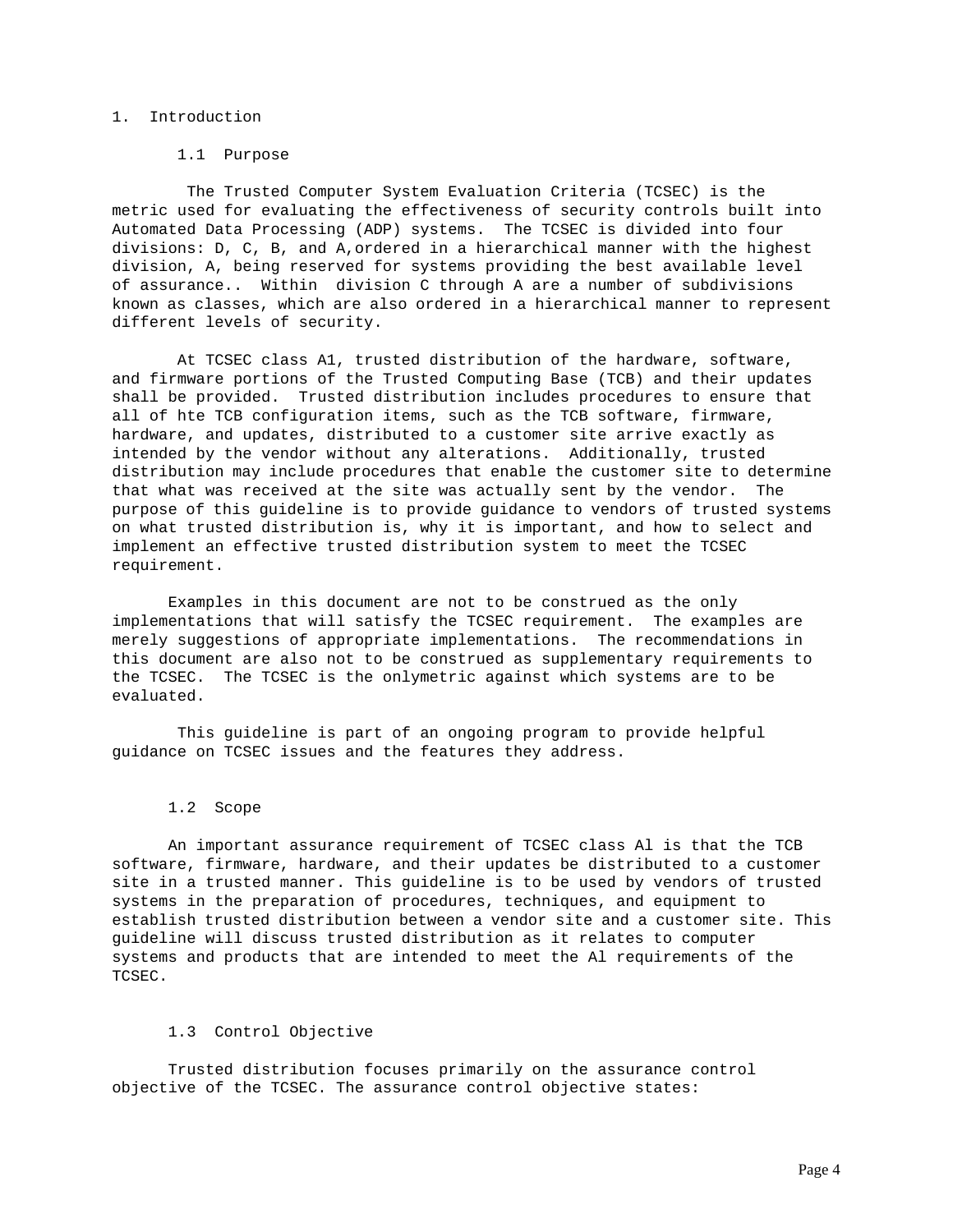# 1. Introduction

## 1.1 Purpose

The Trusted Computer System Evaluation Criteria (TCSEC) is the metric used for evaluating the effectiveness of security controls built into Automated Data Processing (ADP) systems. The TCSEC is divided into four divisions: D, C, B, and A,ordered in a hierarchical manner with the highest division, A, being reserved for systems providing the best available level of assurance.. Within division C through A are a number of subdivisions known as classes, which are also ordered in a hierarchical manner to represent different levels of security.

At TCSEC class A1, trusted distribution of the hardware, software, and firmware portions of the Trusted Computing Base (TCB) and their updates shall be provided. Trusted distribution includes procedures to ensure that all of hte TCB configuration items, such as the TCB software, firmware, hardware, and updates, distributed to a customer site arrive exactly as intended by the vendor without any alterations. Additionally, trusted distribution may include procedures that enable the customer site to determine that what was received at the site was actually sent by the vendor. The purpose of this guideline is to provide guidance to vendors of trusted systems on what trusted distribution is, why it is important, and how to select and implement an effective trusted distribution system to meet the TCSEC requirement.

Examples in this document are not to be construed as the only implementations that will satisfy the TCSEC requirement. The examples are merely suggestions of appropriate implementations. The recommendations in this document are also not to be construed as supplementary requirements to the TCSEC. The TCSEC is the onlymetric against which systems are to be evaluated.

This guideline is part of an ongoing program to provide helpful guidance on TCSEC issues and the features they address.

## 1.2 Scope

An important assurance requirement of TCSEC class Al is that the TCB software, firmware, hardware, and their updates be distributed to a customer site in a trusted manner. This guideline is to be used by vendors of trusted systems in the preparation of procedures, techniques, and equipment to establish trusted distribution between a vendor site and a customer site. This guideline will discuss trusted distribution as it relates to computer systems and products that are intended to meet the Al requirements of the TCSEC.

## 1.3 Control Objective

Trusted distribution focuses primarily on the assurance control objective of the TCSEC. The assurance control objective states: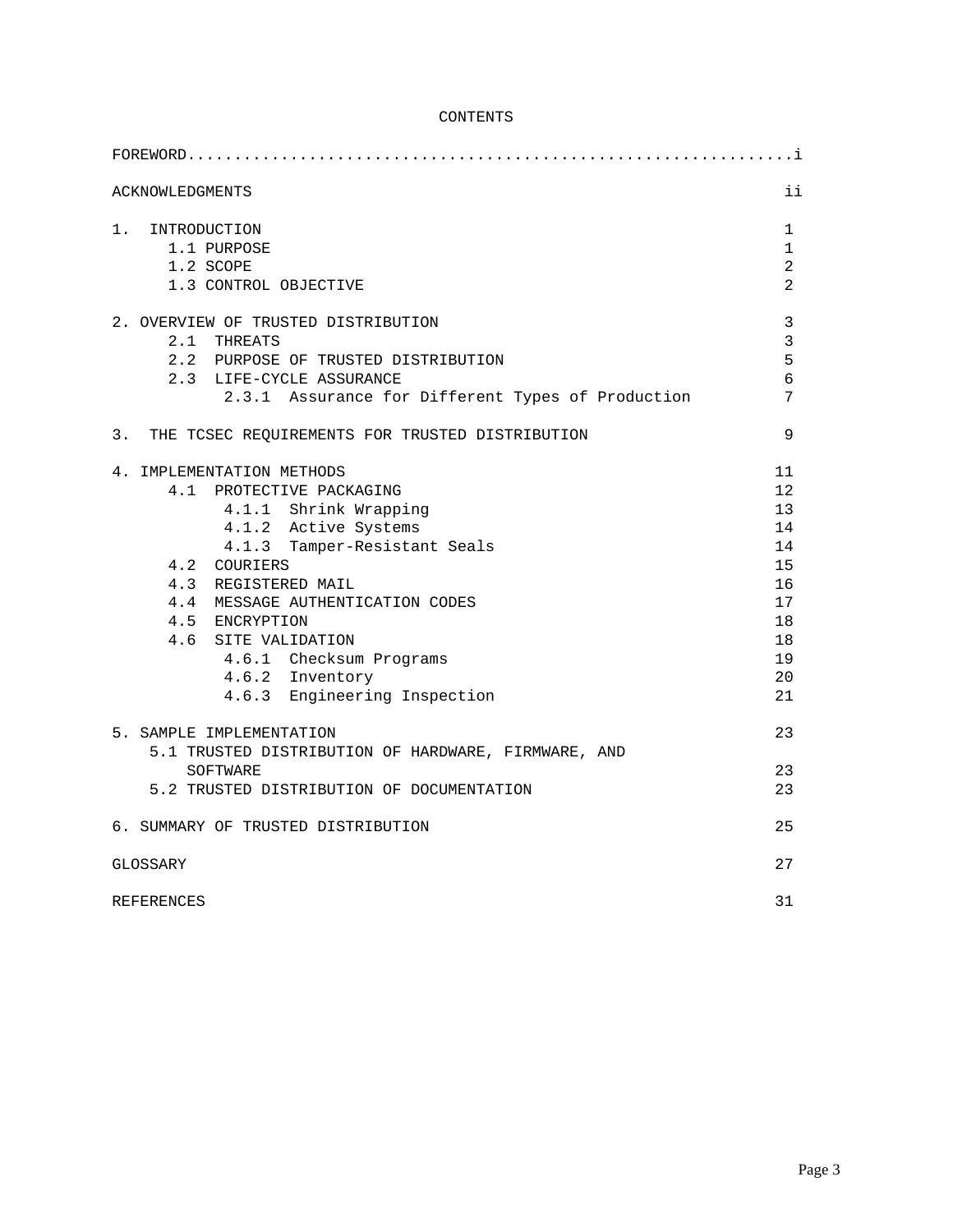# CONTENTS

| | |
|---|---|
| FOREWORD | i |
| ACKNOWLEDGMENTS | ii |
| 1. INTRODUCTION | 1 |
| 1.1 PURPOSE | 1 |
| 1.2 SCOPE | 2 |
| 1.3 CONTROL OBJECTIVE | 2 |
| 2. OVERVIEW OF TRUSTED DISTRIBUTION | 3 |
| 2.1 THREATS | 3 |
| 2.2 PURPOSE OF TRUSTED DISTRIBUTION | 5 |
| 2.3 LIFE-CYCLE ASSURANCE | 6 |
| 2.3.1 Assurance for Different Types of Production | 7 |
| 3. THE TCSEC REQUIREMENTS FOR TRUSTED DISTRIBUTION | 9 |
| 4. IMPLEMENTATION METHODS | 11 |
| 4.1 PROTECTIVE PACKAGING | 12 |
| 4.1.1 Shrink Wrapping | 13 |
| 4.1.2 Active Systems | 14 |
| 4.1.3 Tamper-Resistant Seals | 14 |
| 4.2 COURIERS | 15 |
| 4.3 REGISTERED MAIL | 16 |
| 4.4 MESSAGE AUTHENTICATION CODES | 17 |
| 4.5 ENCRYPTION | 18 |
| 4.6 SITE VALIDATION | 18 |
| 4.6.1 Checksum Programs | 19 |
| 4.6.2 Inventory | 20 |
| 4.6.3 Engineering Inspection | 21 |
| 5. SAMPLE IMPLEMENTATION | 23 |
| 5.1 TRUSTED DISTRIBUTION OF HARDWARE, FIRMWARE, AND SOFTWARE | 23 |
| 5.2 TRUSTED DISTRIBUTION OF DOCUMENTATION | 23 |
| 6. SUMMARY OF TRUSTED DISTRIBUTION | 25 |
| GLOSSARY | 27 |
| REFERENCES | 31 |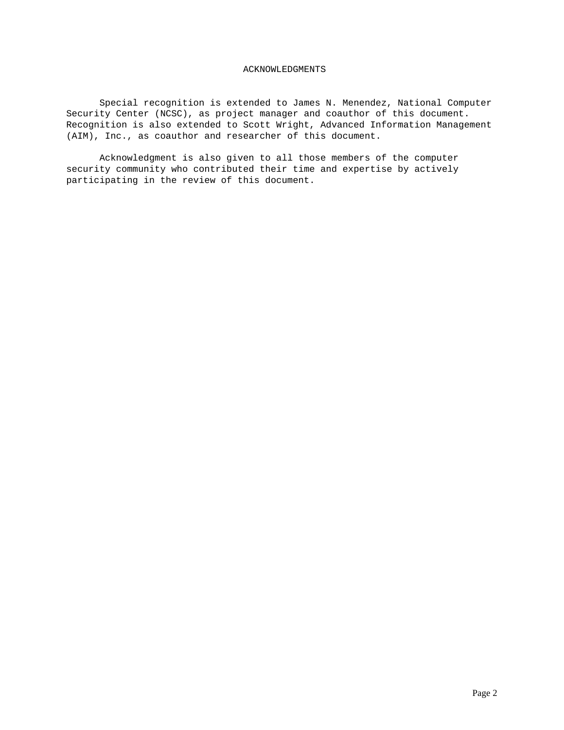# ACKNOWLEDGMENTS

Special recognition is extended to James N. Menendez, National Computer Security Center (NCSC), as project manager and coauthor of this document. Recognition is also extended to Scott Wright, Advanced Information Management (AIM), Inc., as coauthor and researcher of this document.

Acknowledgment is also given to all those members of the computer security community who contributed their time and expertise by actively participating in the review of this document.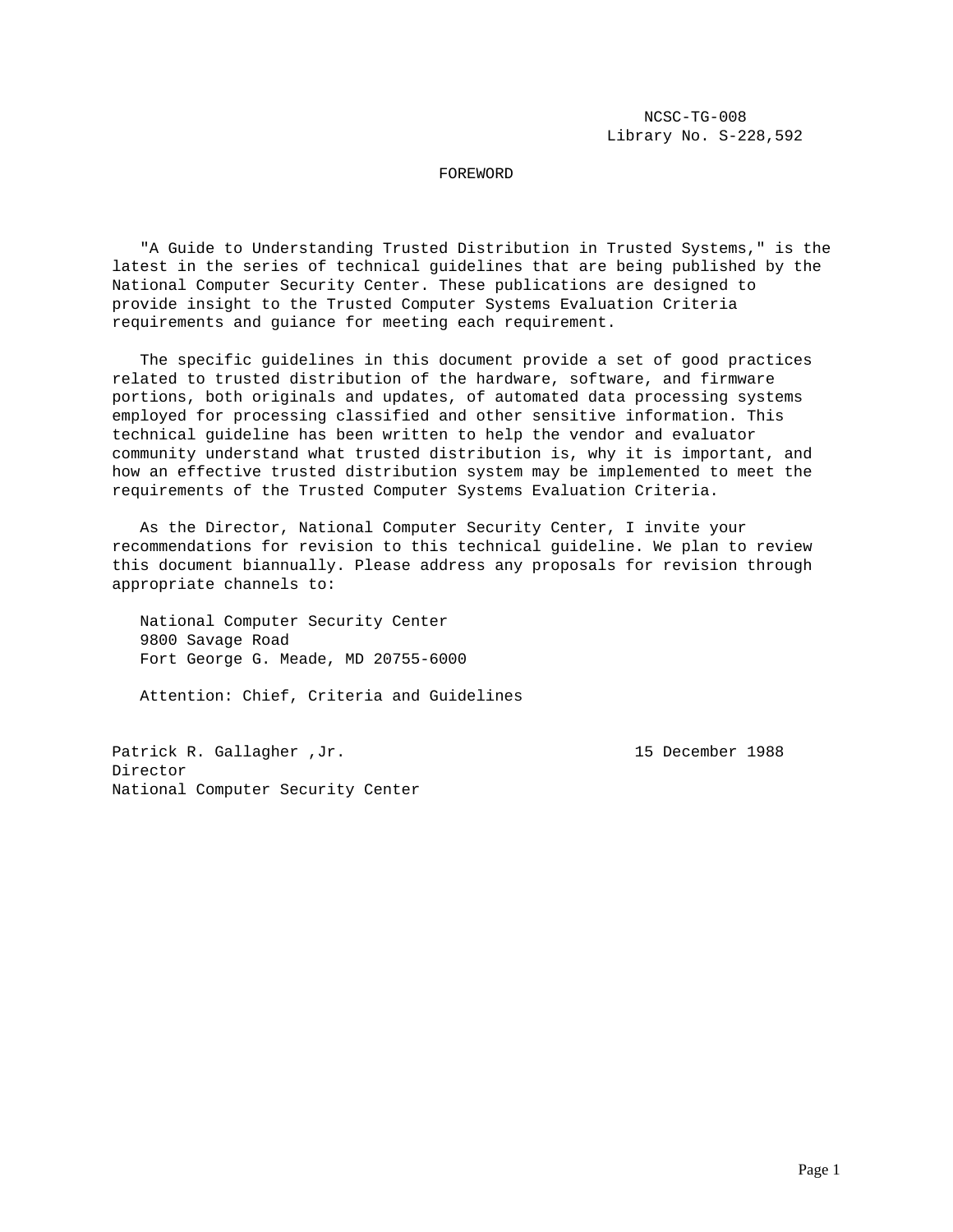NCSC-TG-008
Library No. S-228,592

# FOREWORD

"A Guide to Understanding Trusted Distribution in Trusted Systems," is the latest in the series of technical guidelines that are being published by the National Computer Security Center. These publications are designed to provide insight to the Trusted Computer Systems Evaluation Criteria requirements and guiance for meeting each requirement.

The specific guidelines in this document provide a set of good practices related to trusted distribution of the hardware, software, and firmware portions, both originals and updates, of automated data processing systems employed for processing classified and other sensitive information. This technical guideline has been written to help the vendor and evaluator community understand what trusted distribution is, why it is important, and how an effective trusted distribution system may be implemented to meet the requirements of the Trusted Computer Systems Evaluation Criteria.

As the Director, National Computer Security Center, I invite your recommendations for revision to this technical guideline. We plan to review this document biannually. Please address any proposals for revision through appropriate channels to:

National Computer Security Center
9800 Savage Road
Fort George G. Meade, MD 20755-6000

Attention: Chief, Criteria and Guidelines

Patrick R. Gallagher ,Jr.
Director
National Computer Security Center

15 December 1988